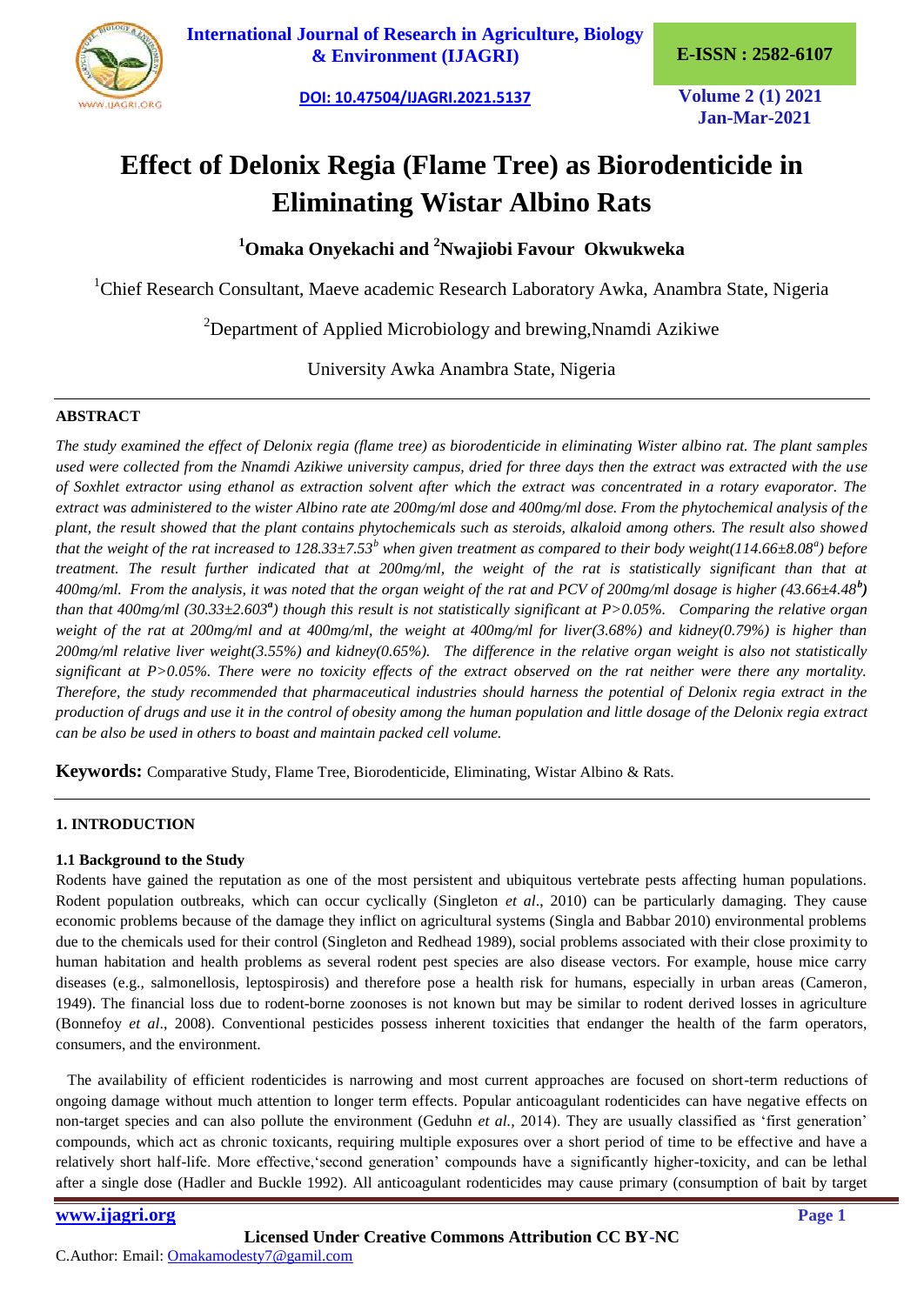# Effect of Delonix Regia (Flame Tree) as Biorodenticide in Eliminating Wistar Albino Rats

**[1]Omaka Onyekachi and [2]Nwajiobi Favour Okwukweka**

[1]Chief Research Consultant, Maeve academic Research Laboratory Awka, Anambra State, Nigeria

[2]Department of Applied Microbiology and brewing,Nnamdi Azikiwe University Awka Anambra State, Nigeria

## ABSTRACT

*The study examined the effect of Delonix regia (flame tree) as biorodenticide in eliminating Wister albino rat. The plant samples used were collected from the Nnamdi Azikiwe university campus, dried for three days then the extract was extracted with the use of Soxhlet extractor using ethanol as extraction solvent after which the extract was concentrated in a rotary evaporator. The extract was administered to the wister Albino rate ate 200mg/ml dose and 400mg/ml dose. From the phytochemical analysis of the plant, the result showed that the plant contains phytochemicals such as steroids, alkaloid among others. The result also showed that the weight of the rat increased to 128.33±7.53[b] when given treatment as compared to their body weight(114.66±8.08[a]) before treatment. The result further indicated that at 200mg/ml, the weight of the rat is statistically significant than that at 400mg/ml. From the analysis, it was noted that the organ weight of the rat and PCV of 200mg/ml dosage is higher (43.66±4.48[b]) than that 400mg/ml (30.33±2.603[a]) though this result is not statistically significant at P>0.05%. Comparing the relative organ weight of the rat at 200mg/ml and at 400mg/ml, the weight at 400mg/ml for liver(3.68%) and kidney(0.79%) is higher than 200mg/ml relative liver weight(3.55%) and kidney(0.65%). The difference in the relative organ weight is also not statistically significant at P>0.05%. There were no toxicity effects of the extract observed on the rat neither were there any mortality. Therefore, the study recommended that pharmaceutical industries should harness the potential of Delonix regia extract in the production of drugs and use it in the control of obesity among the human population and little dosage of the Delonix regia extract can be also be used in others to boast and maintain packed cell volume.*

**Keywords:** Comparative Study, Flame Tree, Biorodenticide, Eliminating, Wistar Albino & Rats.

## 1. INTRODUCTION

### 1.1 Background to the Study

Rodents have gained the reputation as one of the most persistent and ubiquitous vertebrate pests affecting human populations. Rodent population outbreaks, which can occur cyclically (Singleton *et al*., 2010) can be particularly damaging. They cause economic problems because of the damage they inflict on agricultural systems (Singla and Babbar 2010) environmental problems due to the chemicals used for their control (Singleton and Redhead 1989), social problems associated with their close proximity to human habitation and health problems as several rodent pest species are also disease vectors. For example, house mice carry diseases (e.g., salmonellosis, leptospirosis) and therefore pose a health risk for humans, especially in urban areas (Cameron, 1949). The financial loss due to rodent-borne zoonoses is not known but may be similar to rodent derived losses in agriculture (Bonnefoy *et al*., 2008). Conventional pesticides possess inherent toxicities that endanger the health of the farm operators, consumers, and the environment.

The availability of efficient rodenticides is narrowing and most current approaches are focused on short-term reductions of ongoing damage without much attention to longer term effects. Popular anticoagulant rodenticides can have negative effects on non-target species and can also pollute the environment (Geduhn *et al*., 2014). They are usually classified as 'first generation' compounds, which act as chronic toxicants, requiring multiple exposures over a short period of time to be effective and have a relatively short half-life. More effective,'second generation' compounds have a significantly higher-toxicity, and can be lethal after a single dose (Hadler and Buckle 1992). All anticoagulant rodenticides may cause primary (consumption of bait by target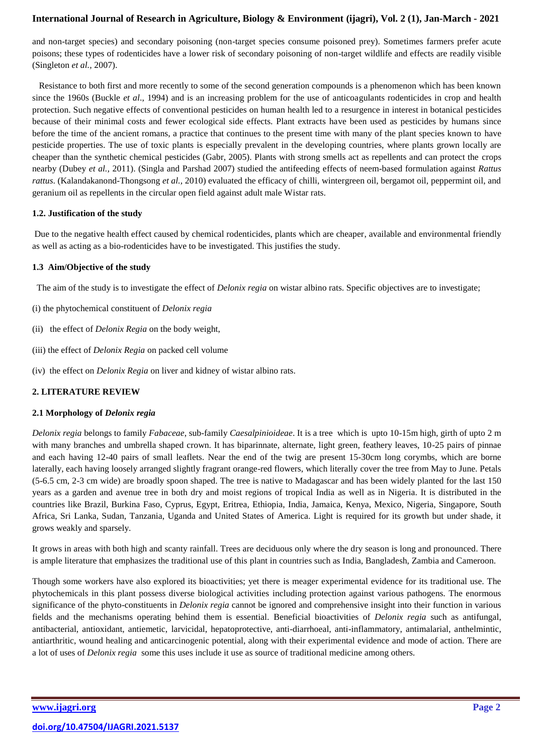and non-target species) and secondary poisoning (non-target species consume poisoned prey). Sometimes farmers prefer acute poisons; these types of rodenticides have a lower risk of secondary poisoning of non-target wildlife and effects are readily visible (Singleton *et al.,* 2007).

Resistance to both first and more recently to some of the second generation compounds is a phenomenon which has been known since the 1960s (Buckle *et al*., 1994) and is an increasing problem for the use of anticoagulants rodenticides in crop and health protection. Such negative effects of conventional pesticides on human health led to a resurgence in interest in botanical pesticides because of their minimal costs and fewer ecological side effects. Plant extracts have been used as pesticides by humans since before the time of the ancient romans, a practice that continues to the present time with many of the plant species known to have pesticide properties. The use of toxic plants is especially prevalent in the developing countries, where plants grown locally are cheaper than the synthetic chemical pesticides (Gabr, 2005). Plants with strong smells act as repellents and can protect the crops nearby (Dubey *et al.,* 2011). (Singla and Parshad 2007) studied the antifeeding effects of neem-based formulation against *Rattus rattus*. (Kalandakanond-Thongsong *et al.,* 2010) evaluated the efficacy of chilli, wintergreen oil, bergamot oil, peppermint oil, and geranium oil as repellents in the circular open field against adult male Wistar rats.

### 1.2. Justification of the study

Due to the negative health effect caused by chemical rodenticides, plants which are cheaper, available and environmental friendly as well as acting as a bio-rodenticides have to be investigated. This justifies the study.

### 1.3 Aim/Objective of the study

The aim of the study is to investigate the effect of *Delonix regia* on wistar albino rats. Specific objectives are to investigate;

(i) the phytochemical constituent of *Delonix regia*

(ii) the effect of *Delonix Regia* on the body weight,

(iii) the effect of *Delonix Regia* on packed cell volume

(iv) the effect on *Delonix Regia* on liver and kidney of wistar albino rats.

## 2. LITERATURE REVIEW

### 2.1 Morphology of *Delonix regia*

*Delonix regia* belongs to family *Fabaceae*, sub-family *Caesalpinioideae*. It is a tree which is upto 10-15m high, girth of upto 2 m with many branches and umbrella shaped crown. It has biparinnate, alternate, light green, feathery leaves, 10-25 pairs of pinnae and each having 12-40 pairs of small leaflets. Near the end of the twig are present 15-30cm long corymbs, which are borne laterally, each having loosely arranged slightly fragrant orange-red flowers, which literally cover the tree from May to June. Petals (5-6.5 cm, 2-3 cm wide) are broadly spoon shaped. The tree is native to Madagascar and has been widely planted for the last 150 years as a garden and avenue tree in both dry and moist regions of tropical India as well as in Nigeria. It is distributed in the countries like Brazil, Burkina Faso, Cyprus, Egypt, Eritrea, Ethiopia, India, Jamaica, Kenya, Mexico, Nigeria, Singapore, South Africa, Sri Lanka, Sudan, Tanzania, Uganda and United States of America. Light is required for its growth but under shade, it grows weakly and sparsely.

It grows in areas with both high and scanty rainfall. Trees are deciduous only where the dry season is long and pronounced. There is ample literature that emphasizes the traditional use of this plant in countries such as India, Bangladesh, Zambia and Cameroon.

Though some workers have also explored its bioactivities; yet there is meager experimental evidence for its traditional use. The phytochemicals in this plant possess diverse biological activities including protection against various pathogens. The enormous significance of the phyto-constituents in *Delonix regia* cannot be ignored and comprehensive insight into their function in various fields and the mechanisms operating behind them is essential. Beneficial bioactivities of *Delonix regia* such as antifungal, antibacterial, antioxidant, antiemetic, larvicidal, hepatoprotective, anti-diarrhoeal, anti-inflammatory, antimalarial, anthelmintic, antiarthritic, wound healing and anticarcinogenic potential, along with their experimental evidence and mode of action. There are a lot of uses of *Delonix regia* some this uses include it use as source of traditional medicine among others.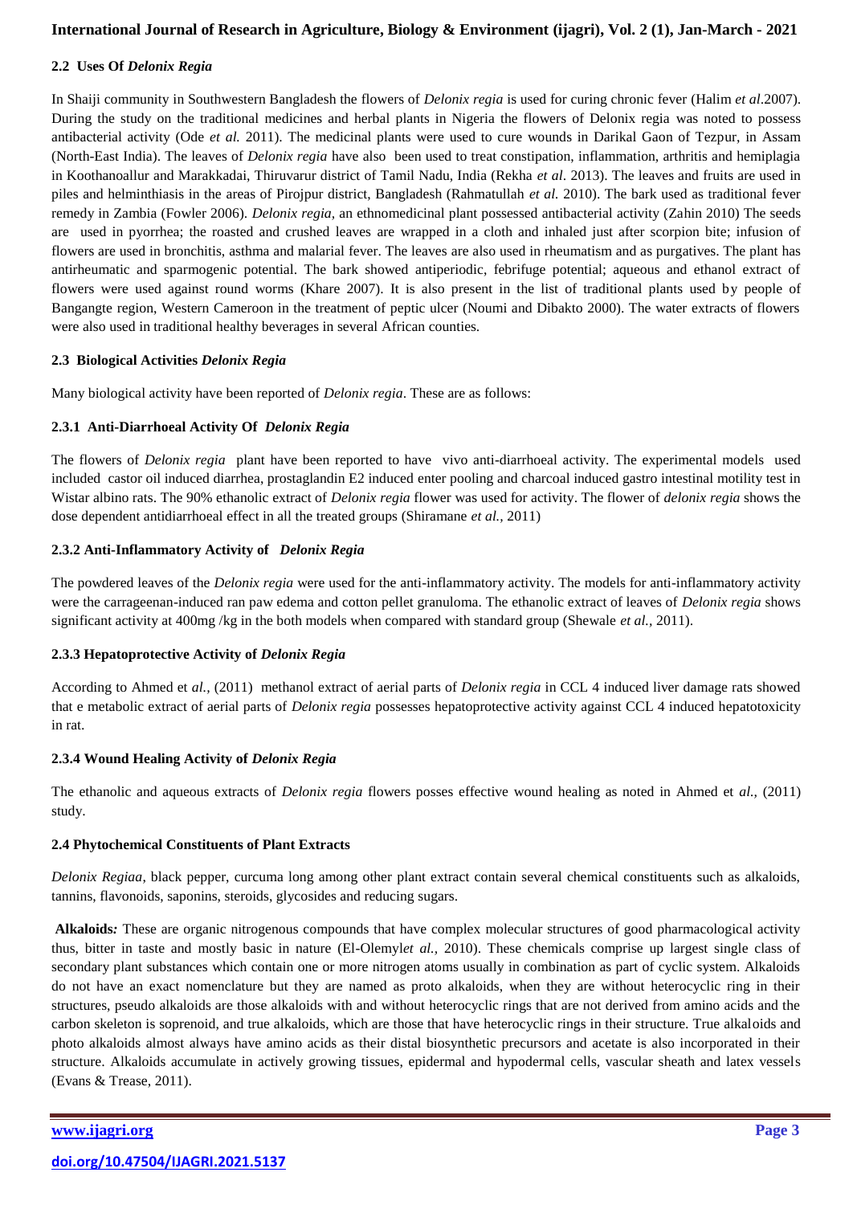### 2.2 Uses Of *Delonix Regia*

In Shaiji community in Southwestern Bangladesh the flowers of *Delonix regia* is used for curing chronic fever (Halim *et al*.2007). During the study on the traditional medicines and herbal plants in Nigeria the flowers of Delonix regia was noted to possess antibacterial activity (Ode *et al.* 2011). The medicinal plants were used to cure wounds in Darikal Gaon of Tezpur, in Assam (North-East India). The leaves of *Delonix regia* have also been used to treat constipation, inflammation, arthritis and hemiplagia in Koothanoallur and Marakkadai, Thiruvarur district of Tamil Nadu, India (Rekha *et al*. 2013). The leaves and fruits are used in piles and helminthiasis in the areas of Pirojpur district, Bangladesh (Rahmatullah *et al.* 2010). The bark used as traditional fever remedy in Zambia (Fowler 2006). *Delonix regia*, an ethnomedicinal plant possessed antibacterial activity (Zahin 2010) The seeds are used in pyorrhea; the roasted and crushed leaves are wrapped in a cloth and inhaled just after scorpion bite; infusion of flowers are used in bronchitis, asthma and malarial fever. The leaves are also used in rheumatism and as purgatives. The plant has antirheumatic and sparmogenic potential. The bark showed antiperiodic, febrifuge potential; aqueous and ethanol extract of flowers were used against round worms (Khare 2007). It is also present in the list of traditional plants used by people of Bangangte region, Western Cameroon in the treatment of peptic ulcer (Noumi and Dibakto 2000). The water extracts of flowers were also used in traditional healthy beverages in several African counties.

### 2.3 Biological Activities *Delonix Regia*

Many biological activity have been reported of *Delonix regia*. These are as follows:

#### 2.3.1 Anti-Diarrhoeal Activity Of *Delonix Regia*

The flowers of *Delonix regia* plant have been reported to have vivo anti-diarrhoeal activity. The experimental models used included castor oil induced diarrhea, prostaglandin E2 induced enter pooling and charcoal induced gastro intestinal motility test in Wistar albino rats. The 90% ethanolic extract of *Delonix regia* flower was used for activity. The flower of *delonix regia* shows the dose dependent antidiarrhoeal effect in all the treated groups (Shiramane *et al.,* 2011)

#### 2.3.2 Anti-Inflammatory Activity of *Delonix Regia*

The powdered leaves of the *Delonix regia* were used for the anti-inflammatory activity. The models for anti-inflammatory activity were the carrageenan-induced ran paw edema and cotton pellet granuloma. The ethanolic extract of leaves of *Delonix regia* shows significant activity at 400mg /kg in the both models when compared with standard group (Shewale *et al.,* 2011).

#### 2.3.3 Hepatoprotective Activity of *Delonix Regia*

According to Ahmed et *al.,* (2011) methanol extract of aerial parts of *Delonix regia* in CCL 4 induced liver damage rats showed that e metabolic extract of aerial parts of *Delonix regia* possesses hepatoprotective activity against CCL 4 induced hepatotoxicity in rat.

#### 2.3.4 Wound Healing Activity of *Delonix Regia*

The ethanolic and aqueous extracts of *Delonix regia* flowers posses effective wound healing as noted in Ahmed et *al.,* (2011) study.

### 2.4 Phytochemical Constituents of Plant Extracts

*Delonix Regiaa*, black pepper, curcuma long among other plant extract contain several chemical constituents such as alkaloids, tannins, flavonoids, saponins, steroids, glycosides and reducing sugars.

**Alkaloids***:* These are organic nitrogenous compounds that have complex molecular structures of good pharmacological activity thus, bitter in taste and mostly basic in nature (El-Olemyl*et al.,* 2010). These chemicals comprise up largest single class of secondary plant substances which contain one or more nitrogen atoms usually in combination as part of cyclic system. Alkaloids do not have an exact nomenclature but they are named as proto alkaloids, when they are without heterocyclic ring in their structures, pseudo alkaloids are those alkaloids with and without heterocyclic rings that are not derived from amino acids and the carbon skeleton is soprenoid, and true alkaloids, which are those that have heterocyclic rings in their structure. True alkaloids and photo alkaloids almost always have amino acids as their distal biosynthetic precursors and acetate is also incorporated in their structure. Alkaloids accumulate in actively growing tissues, epidermal and hypodermal cells, vascular sheath and latex vessels (Evans & Trease, 2011).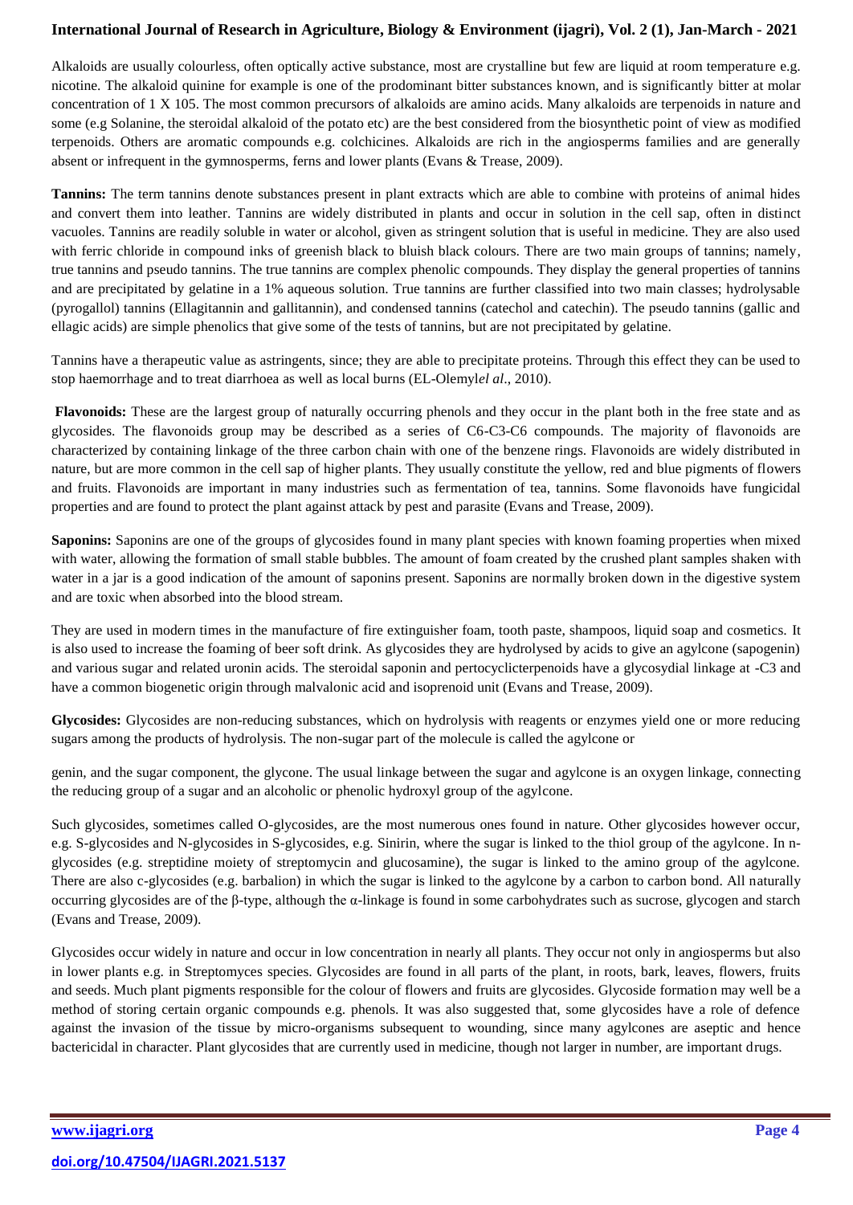Alkaloids are usually colourless, often optically active substance, most are crystalline but few are liquid at room temperature e.g. nicotine. The alkaloid quinine for example is one of the prodominant bitter substances known, and is significantly bitter at molar concentration of 1 X 105. The most common precursors of alkaloids are amino acids. Many alkaloids are terpenoids in nature and some (e.g Solanine, the steroidal alkaloid of the potato etc) are the best considered from the biosynthetic point of view as modified terpenoids. Others are aromatic compounds e.g. colchicines. Alkaloids are rich in the angiosperms families and are generally absent or infrequent in the gymnosperms, ferns and lower plants (Evans & Trease, 2009).

**Tannins:** The term tannins denote substances present in plant extracts which are able to combine with proteins of animal hides and convert them into leather. Tannins are widely distributed in plants and occur in solution in the cell sap, often in distinct vacuoles. Tannins are readily soluble in water or alcohol, given as stringent solution that is useful in medicine. They are also used with ferric chloride in compound inks of greenish black to bluish black colours. There are two main groups of tannins; namely, true tannins and pseudo tannins. The true tannins are complex phenolic compounds. They display the general properties of tannins and are precipitated by gelatine in a 1% aqueous solution. True tannins are further classified into two main classes; hydrolysable (pyrogallol) tannins (Ellagitannin and gallitannin), and condensed tannins (catechol and catechin). The pseudo tannins (gallic and ellagic acids) are simple phenolics that give some of the tests of tannins, but are not precipitated by gelatine.

Tannins have a therapeutic value as astringents, since; they are able to precipitate proteins. Through this effect they can be used to stop haemorrhage and to treat diarrhoea as well as local burns (EL-Olemyl*el al*., 2010).

**Flavonoids:** These are the largest group of naturally occurring phenols and they occur in the plant both in the free state and as glycosides. The flavonoids group may be described as a series of C6-C3-C6 compounds. The majority of flavonoids are characterized by containing linkage of the three carbon chain with one of the benzene rings. Flavonoids are widely distributed in nature, but are more common in the cell sap of higher plants. They usually constitute the yellow, red and blue pigments of flowers and fruits. Flavonoids are important in many industries such as fermentation of tea, tannins. Some flavonoids have fungicidal properties and are found to protect the plant against attack by pest and parasite (Evans and Trease, 2009).

**Saponins:** Saponins are one of the groups of glycosides found in many plant species with known foaming properties when mixed with water, allowing the formation of small stable bubbles. The amount of foam created by the crushed plant samples shaken with water in a jar is a good indication of the amount of saponins present. Saponins are normally broken down in the digestive system and are toxic when absorbed into the blood stream.

They are used in modern times in the manufacture of fire extinguisher foam, tooth paste, shampoos, liquid soap and cosmetics. It is also used to increase the foaming of beer soft drink. As glycosides they are hydrolysed by acids to give an agylcone (sapogenin) and various sugar and related uronin acids. The steroidal saponin and pertocyclicterpenoids have a glycosydial linkage at -C3 and have a common biogenetic origin through malvalonic acid and isoprenoid unit (Evans and Trease, 2009).

**Glycosides:** Glycosides are non-reducing substances, which on hydrolysis with reagents or enzymes yield one or more reducing sugars among the products of hydrolysis. The non-sugar part of the molecule is called the agylcone or genin, and the sugar component, the glycone. The usual linkage between the sugar and agylcone is an oxygen linkage, connecting the reducing group of a sugar and an alcoholic or phenolic hydroxyl group of the agylcone.

Such glycosides, sometimes called O-glycosides, are the most numerous ones found in nature. Other glycosides however occur, e.g. S-glycosides and N-glycosides in S-glycosides, e.g. Sinirin, where the sugar is linked to the thiol group of the agylcone. In n-glycosides (e.g. streptidine moiety of streptomycin and glucosamine), the sugar is linked to the amino group of the agylcone. There are also c-glycosides (e.g. barbalion) in which the sugar is linked to the agylcone by a carbon to carbon bond. All naturally occurring glycosides are of the β-type, although the α-linkage is found in some carbohydrates such as sucrose, glycogen and starch (Evans and Trease, 2009).

Glycosides occur widely in nature and occur in low concentration in nearly all plants. They occur not only in angiosperms but also in lower plants e.g. in Streptomyces species. Glycosides are found in all parts of the plant, in roots, bark, leaves, flowers, fruits and seeds. Much plant pigments responsible for the colour of flowers and fruits are glycosides. Glycoside formation may well be a method of storing certain organic compounds e.g. phenols. It was also suggested that, some glycosides have a role of defence against the invasion of the tissue by micro-organisms subsequent to wounding, since many agylcones are aseptic and hence bactericidal in character. Plant glycosides that are currently used in medicine, though not larger in number, are important drugs.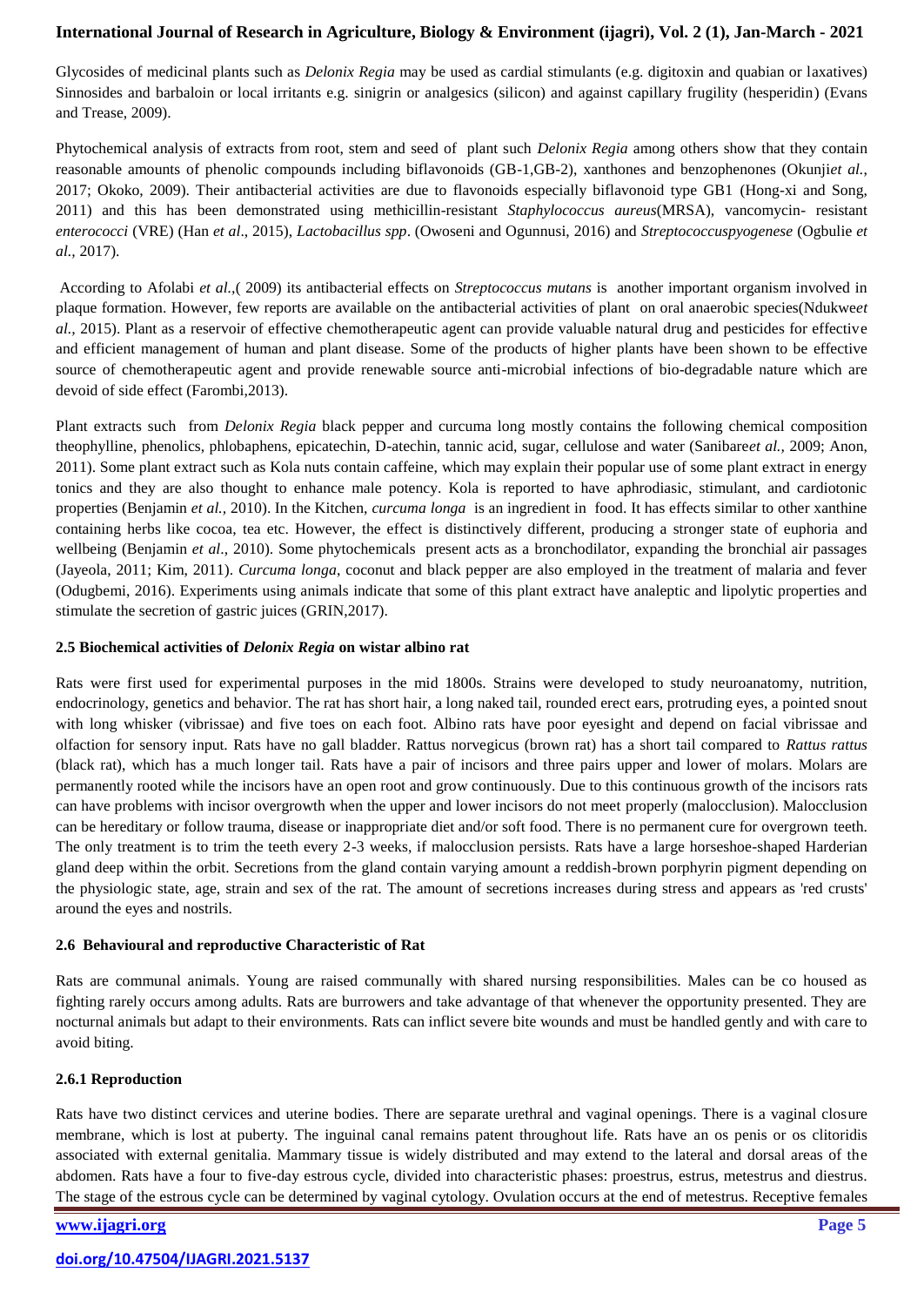Glycosides of medicinal plants such as *Delonix Regia* may be used as cardial stimulants (e.g. digitoxin and quabian or laxatives) Sinnosides and barbaloin or local irritants e.g. sinigrin or analgesics (silicon) and against capillary frugility (hesperidin) (Evans and Trease, 2009).

Phytochemical analysis of extracts from root, stem and seed of plant such *Delonix Regia* among others show that they contain reasonable amounts of phenolic compounds including biflavonoids (GB-1,GB-2), xanthones and benzophenones (Okunji*et al.,* 2017; Okoko, 2009). Their antibacterial activities are due to flavonoids especially biflavonoid type GB1 (Hong-xi and Song, 2011) and this has been demonstrated using methicillin-resistant *Staphylococcus aureus*(MRSA), vancomycin- resistant *enterococci* (VRE) (Han *et al*., 2015), *Lactobacillus spp*. (Owoseni and Ogunnusi, 2016) and *Streptococcuspyogenese* (Ogbulie *et al.,* 2017).

According to Afolabi *et al.,*( 2009) its antibacterial effects on *Streptococcus mutans* is another important organism involved in plaque formation. However, few reports are available on the antibacterial activities of plant on oral anaerobic species(Ndukwe*et al.,* 2015). Plant as a reservoir of effective chemotherapeutic agent can provide valuable natural drug and pesticides for effective and efficient management of human and plant disease. Some of the products of higher plants have been shown to be effective source of chemotherapeutic agent and provide renewable source anti-microbial infections of bio-degradable nature which are devoid of side effect (Farombi,2013).

Plant extracts such from *Delonix Regia* black pepper and curcuma long mostly contains the following chemical composition theophylline, phenolics, phlobaphens, epicatechin, D-atechin, tannic acid, sugar, cellulose and water (Sanibare*et al.,* 2009; Anon, 2011). Some plant extract such as Kola nuts contain caffeine, which may explain their popular use of some plant extract in energy tonics and they are also thought to enhance male potency. Kola is reported to have aphrodiasic, stimulant, and cardiotonic properties (Benjamin *et al.,* 2010). In the Kitchen, *curcuma longa* is an ingredient in food. It has effects similar to other xanthine containing herbs like cocoa, tea etc. However, the effect is distinctively different, producing a stronger state of euphoria and wellbeing (Benjamin *et al*., 2010). Some phytochemicals present acts as a bronchodilator, expanding the bronchial air passages (Jayeola, 2011; Kim, 2011). *Curcuma longa*, coconut and black pepper are also employed in the treatment of malaria and fever (Odugbemi, 2016). Experiments using animals indicate that some of this plant extract have analeptic and lipolytic properties and stimulate the secretion of gastric juices (GRIN,2017).

### 2.5 Biochemical activities of *Delonix Regia* on wistar albino rat

Rats were first used for experimental purposes in the mid 1800s. Strains were developed to study neuroanatomy, nutrition, endocrinology, genetics and behavior. The rat has short hair, a long naked tail, rounded erect ears, protruding eyes, a pointed snout with long whisker (vibrissae) and five toes on each foot. Albino rats have poor eyesight and depend on facial vibrissae and olfaction for sensory input. Rats have no gall bladder. Rattus norvegicus (brown rat) has a short tail compared to *Rattus rattus* (black rat), which has a much longer tail. Rats have a pair of incisors and three pairs upper and lower of molars. Molars are permanently rooted while the incisors have an open root and grow continuously. Due to this continuous growth of the incisors rats can have problems with incisor overgrowth when the upper and lower incisors do not meet properly (malocclusion). Malocclusion can be hereditary or follow trauma, disease or inappropriate diet and/or soft food. There is no permanent cure for overgrown teeth. The only treatment is to trim the teeth every 2-3 weeks, if malocclusion persists. Rats have a large horseshoe-shaped Harderian gland deep within the orbit. Secretions from the gland contain varying amount a reddish-brown porphyrin pigment depending on the physiologic state, age, strain and sex of the rat. The amount of secretions increases during stress and appears as 'red crusts' around the eyes and nostrils.

### 2.6 Behavioural and reproductive Characteristic of Rat

Rats are communal animals. Young are raised communally with shared nursing responsibilities. Males can be co housed as fighting rarely occurs among adults. Rats are burrowers and take advantage of that whenever the opportunity presented. They are nocturnal animals but adapt to their environments. Rats can inflict severe bite wounds and must be handled gently and with care to avoid biting.

#### 2.6.1 Reproduction

Rats have two distinct cervices and uterine bodies. There are separate urethral and vaginal openings. There is a vaginal closure membrane, which is lost at puberty. The inguinal canal remains patent throughout life. Rats have an os penis or os clitoridis associated with external genitalia. Mammary tissue is widely distributed and may extend to the lateral and dorsal areas of the abdomen. Rats have a four to five-day estrous cycle, divided into characteristic phases: proestrus, estrus, metestrus and diestrus. The stage of the estrous cycle can be determined by vaginal cytology. Ovulation occurs at the end of metestrus. Receptive females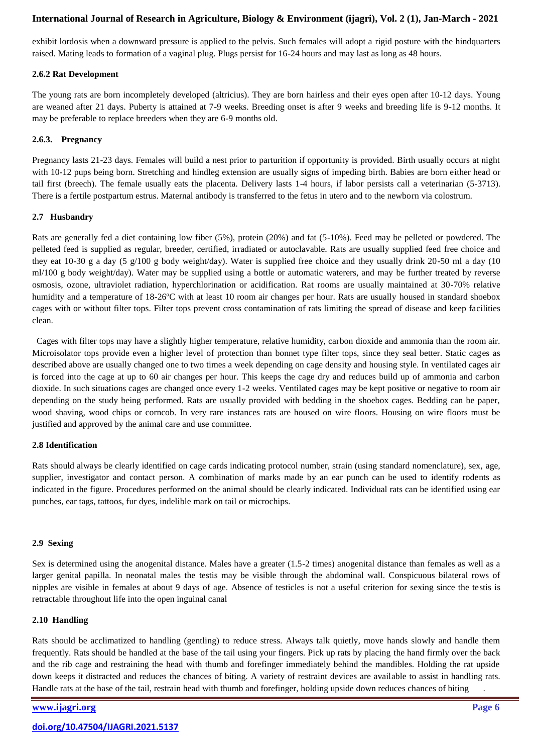exhibit lordosis when a downward pressure is applied to the pelvis. Such females will adopt a rigid posture with the hindquarters raised. Mating leads to formation of a vaginal plug. Plugs persist for 16-24 hours and may last as long as 48 hours.

#### 2.6.2 Rat Development

The young rats are born incompletely developed (altricius). They are born hairless and their eyes open after 10-12 days. Young are weaned after 21 days. Puberty is attained at 7-9 weeks. Breeding onset is after 9 weeks and breeding life is 9-12 months. It may be preferable to replace breeders when they are 6-9 months old.

#### 2.6.3. Pregnancy

Pregnancy lasts 21-23 days. Females will build a nest prior to parturition if opportunity is provided. Birth usually occurs at night with 10-12 pups being born. Stretching and hindleg extension are usually signs of impeding birth. Babies are born either head or tail first (breech). The female usually eats the placenta. Delivery lasts 1-4 hours, if labor persists call a veterinarian (5-3713). There is a fertile postpartum estrus. Maternal antibody is transferred to the fetus in utero and to the newborn via colostrum.

### 2.7 Husbandry

Rats are generally fed a diet containing low fiber (5%), protein (20%) and fat (5-10%). Feed may be pelleted or powdered. The pelleted feed is supplied as regular, breeder, certified, irradiated or autoclavable. Rats are usually supplied feed free choice and they eat 10-30 g a day (5 g/100 g body weight/day). Water is supplied free choice and they usually drink 20-50 ml a day (10 ml/100 g body weight/day). Water may be supplied using a bottle or automatic waterers, and may be further treated by reverse osmosis, ozone, ultraviolet radiation, hyperchlorination or acidification. Rat rooms are usually maintained at 30-70% relative humidity and a temperature of 18-26ºC with at least 10 room air changes per hour. Rats are usually housed in standard shoebox cages with or without filter tops. Filter tops prevent cross contamination of rats limiting the spread of disease and keep facilities clean.

Cages with filter tops may have a slightly higher temperature, relative humidity, carbon dioxide and ammonia than the room air. Microisolator tops provide even a higher level of protection than bonnet type filter tops, since they seal better. Static cages as described above are usually changed one to two times a week depending on cage density and housing style. In ventilated cages air is forced into the cage at up to 60 air changes per hour. This keeps the cage dry and reduces build up of ammonia and carbon dioxide. In such situations cages are changed once every 1-2 weeks. Ventilated cages may be kept positive or negative to room air depending on the study being performed. Rats are usually provided with bedding in the shoebox cages. Bedding can be paper, wood shaving, wood chips or corncob. In very rare instances rats are housed on wire floors. Housing on wire floors must be justified and approved by the animal care and use committee.

### 2.8 Identification

Rats should always be clearly identified on cage cards indicating protocol number, strain (using standard nomenclature), sex, age, supplier, investigator and contact person. A combination of marks made by an ear punch can be used to identify rodents as indicated in the figure. Procedures performed on the animal should be clearly indicated. Individual rats can be identified using ear punches, ear tags, tattoos, fur dyes, indelible mark on tail or microchips.

### 2.9 Sexing

Sex is determined using the anogenital distance. Males have a greater (1.5-2 times) anogenital distance than females as well as a larger genital papilla. In neonatal males the testis may be visible through the abdominal wall. Conspicuous bilateral rows of nipples are visible in females at about 9 days of age. Absence of testicles is not a useful criterion for sexing since the testis is retractable throughout life into the open inguinal canal

### 2.10 Handling

Rats should be acclimatized to handling (gentling) to reduce stress. Always talk quietly, move hands slowly and handle them frequently. Rats should be handled at the base of the tail using your fingers. Pick up rats by placing the hand firmly over the back and the rib cage and restraining the head with thumb and forefinger immediately behind the mandibles. Holding the rat upside down keeps it distracted and reduces the chances of biting. A variety of restraint devices are available to assist in handling rats. Handle rats at the base of the tail, restrain head with thumb and forefinger, holding upside down reduces chances of biting .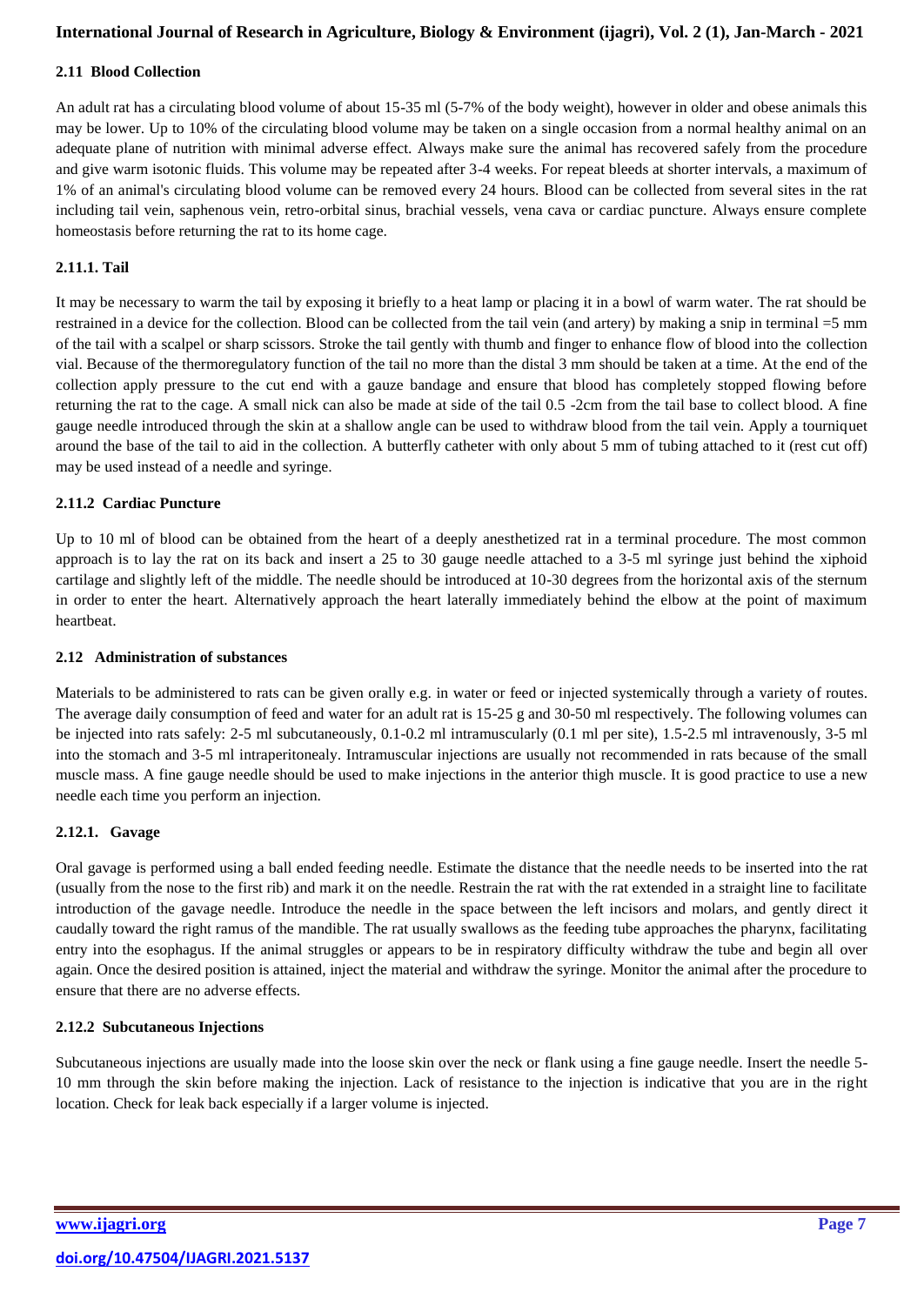### 2.11 Blood Collection

An adult rat has a circulating blood volume of about 15-35 ml (5-7% of the body weight), however in older and obese animals this may be lower. Up to 10% of the circulating blood volume may be taken on a single occasion from a normal healthy animal on an adequate plane of nutrition with minimal adverse effect. Always make sure the animal has recovered safely from the procedure and give warm isotonic fluids. This volume may be repeated after 3-4 weeks. For repeat bleeds at shorter intervals, a maximum of 1% of an animal's circulating blood volume can be removed every 24 hours. Blood can be collected from several sites in the rat including tail vein, saphenous vein, retro-orbital sinus, brachial vessels, vena cava or cardiac puncture. Always ensure complete homeostasis before returning the rat to its home cage.

#### 2.11.1. Tail

It may be necessary to warm the tail by exposing it briefly to a heat lamp or placing it in a bowl of warm water. The rat should be restrained in a device for the collection. Blood can be collected from the tail vein (and artery) by making a snip in terminal =5 mm of the tail with a scalpel or sharp scissors. Stroke the tail gently with thumb and finger to enhance flow of blood into the collection vial. Because of the thermoregulatory function of the tail no more than the distal 3 mm should be taken at a time. At the end of the collection apply pressure to the cut end with a gauze bandage and ensure that blood has completely stopped flowing before returning the rat to the cage. A small nick can also be made at side of the tail 0.5 -2cm from the tail base to collect blood. A fine gauge needle introduced through the skin at a shallow angle can be used to withdraw blood from the tail vein. Apply a tourniquet around the base of the tail to aid in the collection. A butterfly catheter with only about 5 mm of tubing attached to it (rest cut off) may be used instead of a needle and syringe.

#### 2.11.2 Cardiac Puncture

Up to 10 ml of blood can be obtained from the heart of a deeply anesthetized rat in a terminal procedure. The most common approach is to lay the rat on its back and insert a 25 to 30 gauge needle attached to a 3-5 ml syringe just behind the xiphoid cartilage and slightly left of the middle. The needle should be introduced at 10-30 degrees from the horizontal axis of the sternum in order to enter the heart. Alternatively approach the heart laterally immediately behind the elbow at the point of maximum heartbeat.

### 2.12 Administration of substances

Materials to be administered to rats can be given orally e.g. in water or feed or injected systemically through a variety of routes. The average daily consumption of feed and water for an adult rat is 15-25 g and 30-50 ml respectively. The following volumes can be injected into rats safely: 2-5 ml subcutaneously, 0.1-0.2 ml intramuscularly (0.1 ml per site), 1.5-2.5 ml intravenously, 3-5 ml into the stomach and 3-5 ml intraperitonealy. Intramuscular injections are usually not recommended in rats because of the small muscle mass. A fine gauge needle should be used to make injections in the anterior thigh muscle. It is good practice to use a new needle each time you perform an injection.

#### 2.12.1. Gavage

Oral gavage is performed using a ball ended feeding needle. Estimate the distance that the needle needs to be inserted into the rat (usually from the nose to the first rib) and mark it on the needle. Restrain the rat with the rat extended in a straight line to facilitate introduction of the gavage needle. Introduce the needle in the space between the left incisors and molars, and gently direct it caudally toward the right ramus of the mandible. The rat usually swallows as the feeding tube approaches the pharynx, facilitating entry into the esophagus. If the animal struggles or appears to be in respiratory difficulty withdraw the tube and begin all over again. Once the desired position is attained, inject the material and withdraw the syringe. Monitor the animal after the procedure to ensure that there are no adverse effects.

#### 2.12.2 Subcutaneous Injections

Subcutaneous injections are usually made into the loose skin over the neck or flank using a fine gauge needle. Insert the needle 5-10 mm through the skin before making the injection. Lack of resistance to the injection is indicative that you are in the right location. Check for leak back especially if a larger volume is injected.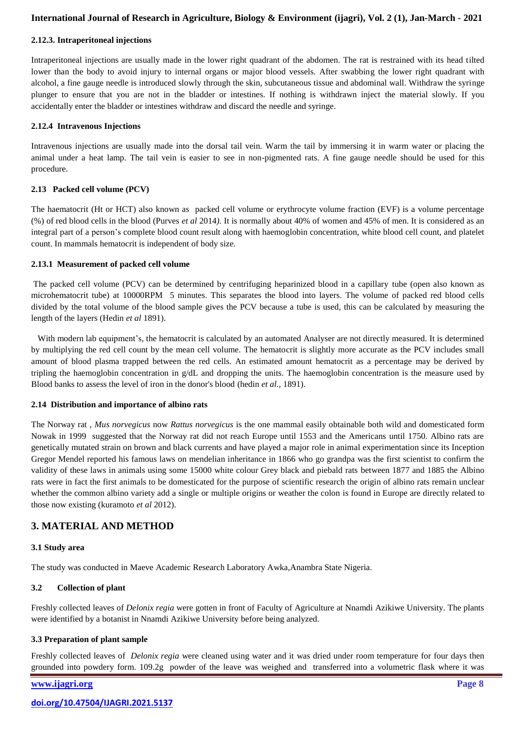### 2.12.3. Intraperitoneal injections

Intraperitoneal injections are usually made in the lower right quadrant of the abdomen. The rat is restrained with its head tilted lower than the body to avoid injury to internal organs or major blood vessels. After swabbing the lower right quadrant with alcohol, a fine gauge needle is introduced slowly through the skin, subcutaneous tissue and abdominal wall. Withdraw the syringe plunger to ensure that you are not in the bladder or intestines. If nothing is withdrawn inject the material slowly. If you accidentally enter the bladder or intestines withdraw and discard the needle and syringe.

### 2.12.4 Intravenous Injections

Intravenous injections are usually made into the dorsal tail vein. Warm the tail by immersing it in warm water or placing the animal under a heat lamp. The tail vein is easier to see in non-pigmented rats. A fine gauge needle should be used for this procedure.

### 2.13 Packed cell volume (PCV)

The haematocrit (Ht or HCT) also known as packed cell volume or erythrocyte volume fraction (EVF) is a volume percentage (%) of red blood cells in the blood (Purves *et al* 2014*)*. It is normally about 40% of women and 45% of men. It is considered as an integral part of a person's complete blood count result along with haemoglobin concentration, white blood cell count, and platelet count. In mammals hematocrit is independent of body size.

### 2.13.1 Measurement of packed cell volume

The packed cell volume (PCV) can be determined by centrifuging heparinized blood in a capillary tube (open also known as microhematocrit tube) at 10000RPM 5 minutes. This separates the blood into layers. The volume of packed red blood cells divided by the total volume of the blood sample gives the PCV because a tube is used, this can be calculated by measuring the length of the layers (Hedin *et al* 1891).

With modern lab equipment's, the hematocrit is calculated by an automated Analyser are not directly measured. It is determined by multiplying the red cell count by the mean cell volume. The hematocrit is slightly more accurate as the PCV includes small amount of blood plasma trapped between the red cells. An estimated amount hematocrit as a percentage may be derived by tripling the haemoglobin concentration in g/dL and dropping the units. The haemoglobin concentration is the measure used by Blood banks to assess the level of iron in the donor's blood (hedin *et al.,* 1891).

### 2.14 Distribution and importance of albino rats

The Norway rat , *Mus norvegicus* now *Rattus norvegicus* is the one mammal easily obtainable both wild and domesticated form Nowak in 1999 suggested that the Norway rat did not reach Europe until 1553 and the Americans until 1750. Albino rats are genetically mutated strain on brown and black currents and have played a major role in animal experimentation since its Inception Gregor Mendel reported his famous laws on mendelian inheritance in 1866 who go grandpa was the first scientist to confirm the validity of these laws in animals using some 15000 white colour Grey black and piebald rats between 1877 and 1885 the Albino rats were in fact the first animals to be domesticated for the purpose of scientific research the origin of albino rats remain unclear whether the common albino variety add a single or multiple origins or weather the colon is found in Europe are directly related to those now existing (kuramoto *et al* 2012).

## 3. MATERIAL AND METHOD

### 3.1 Study area

The study was conducted in Maeve Academic Research Laboratory Awka,Anambra State Nigeria.

### 3.2 Collection of plant

Freshly collected leaves of *Delonix regia* were gotten in front of Faculty of Agriculture at Nnamdi Azikiwe University. The plants were identified by a botanist in Nnamdi Azikiwe University before being analyzed.

### 3.3 Preparation of plant sample

Freshly collected leaves of *Delonix regia* were cleaned using water and it was dried under room temperature for four days then grounded into powdery form. 109.2g powder of the leave was weighed and transferred into a volumetric flask where it was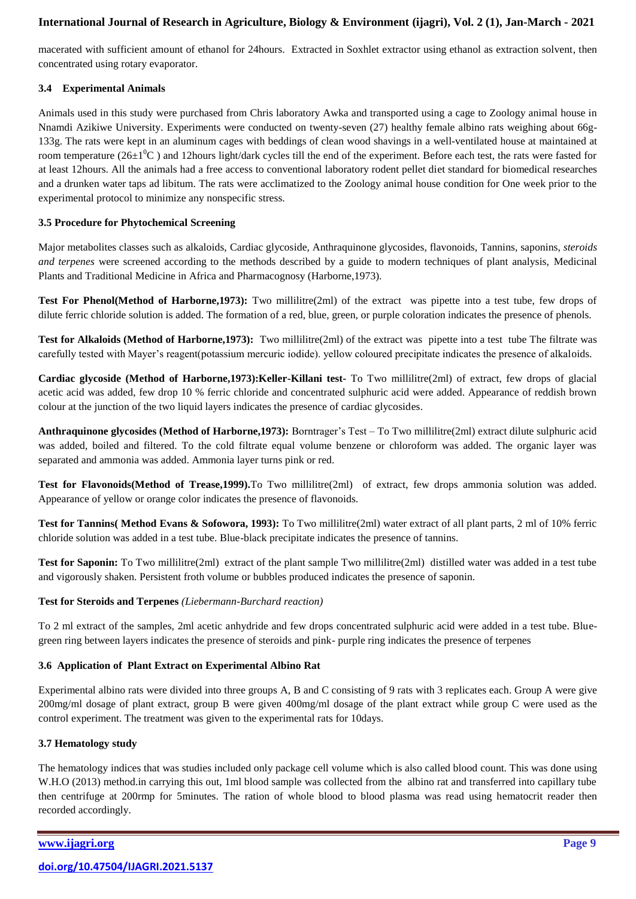macerated with sufficient amount of ethanol for 24hours. Extracted in Soxhlet extractor using ethanol as extraction solvent, then concentrated using rotary evaporator.

### 3.4 Experimental Animals

Animals used in this study were purchased from Chris laboratory Awka and transported using a cage to Zoology animal house in Nnamdi Azikiwe University. Experiments were conducted on twenty-seven (27) healthy female albino rats weighing about 66g-133g. The rats were kept in an aluminum cages with beddings of clean wood shavings in a well-ventilated house at maintained at room temperature ($26\pm1^0$C ) and 12hours light/dark cycles till the end of the experiment. Before each test, the rats were fasted for at least 12hours. All the animals had a free access to conventional laboratory rodent pellet diet standard for biomedical researches and a drunken water taps ad libitum. The rats were acclimatized to the Zoology animal house condition for One week prior to the experimental protocol to minimize any nonspecific stress.

### 3.5 Procedure for Phytochemical Screening

Major metabolites classes such as alkaloids, Cardiac glycoside, Anthraquinone glycosides, flavonoids, Tannins, saponins, *steroids and terpenes* were screened according to the methods described by a guide to modern techniques of plant analysis, Medicinal Plants and Traditional Medicine in Africa and Pharmacognosy (Harborne,1973).

**Test For Phenol(Method of Harborne,1973):** Two millilitre(2ml) of the extract was pipette into a test tube, few drops of dilute ferric chloride solution is added. The formation of a red, blue, green, or purple coloration indicates the presence of phenols.

**Test for Alkaloids (Method of Harborne,1973):** Two millilitre(2ml) of the extract was pipette into a test tube The filtrate was carefully tested with Mayer's reagent(potassium mercuric iodide). yellow coloured precipitate indicates the presence of alkaloids.

**Cardiac glycoside (Method of Harborne,1973):Keller-Killani test-** To Two millilitre(2ml) of extract, few drops of glacial acetic acid was added, few drop 10 % ferric chloride and concentrated sulphuric acid were added. Appearance of reddish brown colour at the junction of the two liquid layers indicates the presence of cardiac glycosides.

**Anthraquinone glycosides (Method of Harborne,1973):** Borntrager's Test – To Two millilitre(2ml) extract dilute sulphuric acid was added, boiled and filtered. To the cold filtrate equal volume benzene or chloroform was added. The organic layer was separated and ammonia was added. Ammonia layer turns pink or red.

**Test for Flavonoids(Method of Trease,1999).**To Two millilitre(2ml) of extract, few drops ammonia solution was added. Appearance of yellow or orange color indicates the presence of flavonoids.

**Test for Tannins( Method Evans & Sofowora, 1993):** To Two millilitre(2ml) water extract of all plant parts, 2 ml of 10% ferric chloride solution was added in a test tube. Blue-black precipitate indicates the presence of tannins.

**Test for Saponin:** To Two millilitre(2ml) extract of the plant sample Two millilitre(2ml) distilled water was added in a test tube and vigorously shaken. Persistent froth volume or bubbles produced indicates the presence of saponin.

**Test for Steroids and Terpenes** *(Liebermann-Burchard reaction)*

To 2 ml extract of the samples, 2ml acetic anhydride and few drops concentrated sulphuric acid were added in a test tube. Blue-green ring between layers indicates the presence of steroids and pink- purple ring indicates the presence of terpenes

### 3.6 Application of Plant Extract on Experimental Albino Rat

Experimental albino rats were divided into three groups A, B and C consisting of 9 rats with 3 replicates each. Group A were give 200mg/ml dosage of plant extract, group B were given 400mg/ml dosage of the plant extract while group C were used as the control experiment. The treatment was given to the experimental rats for 10days.

### 3.7 Hematology study

The hematology indices that was studies included only package cell volume which is also called blood count. This was done using W.H.O (2013) method.in carrying this out, 1ml blood sample was collected from the albino rat and transferred into capillary tube then centrifuge at 200rmp for 5minutes. The ration of whole blood to blood plasma was read using hematocrit reader then recorded accordingly.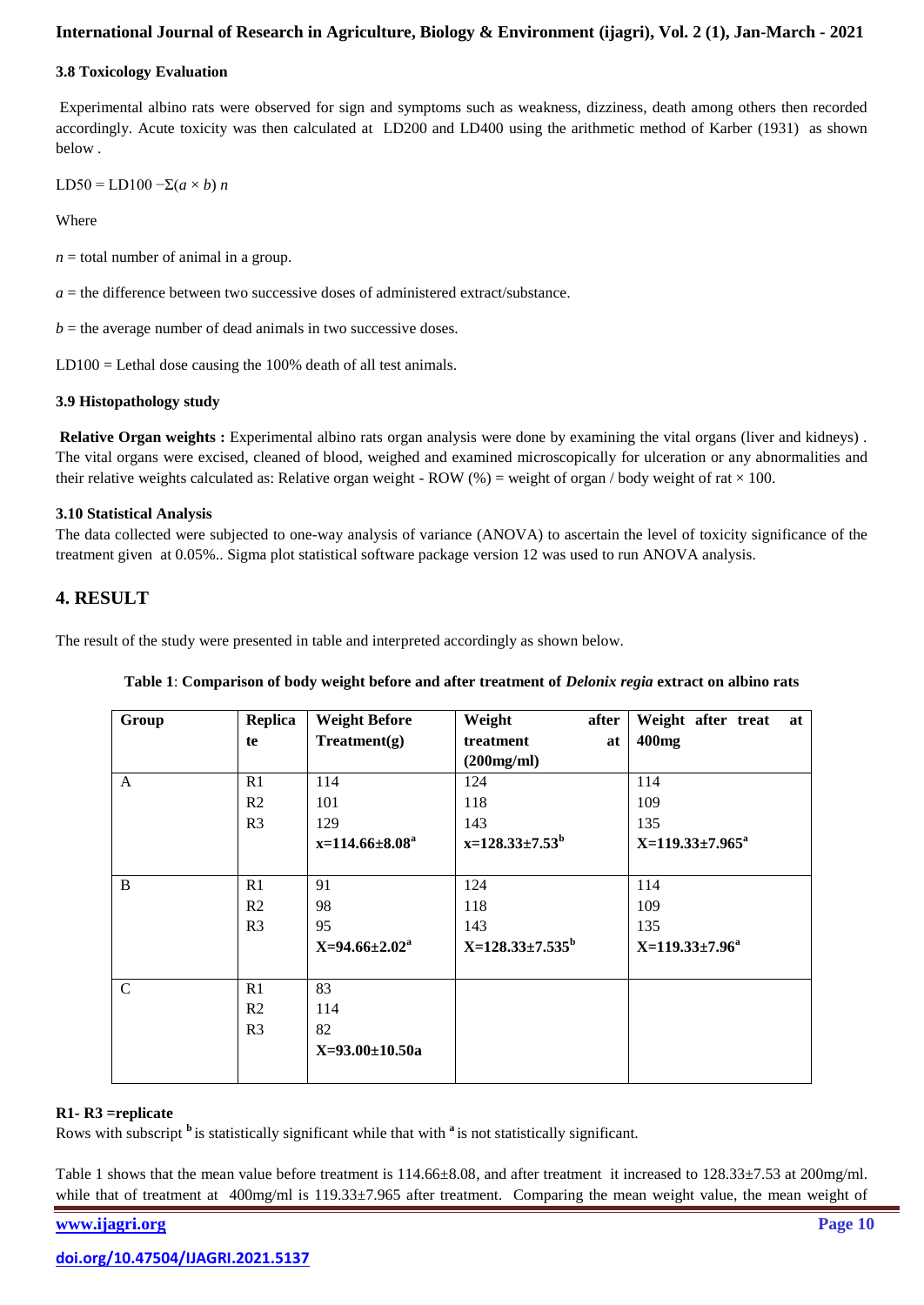### 3.8 Toxicology Evaluation

Experimental albino rats were observed for sign and symptoms such as weakness, dizziness, death among others then recorded accordingly. Acute toxicity was then calculated at LD200 and LD400 using the arithmetic method of Karber (1931) as shown below .

$LD50 = LD100 - \Sigma(a \times b)\ n$

Where

$n$ = total number of animal in a group.

$a$ = the difference between two successive doses of administered extract/substance.

$b$ = the average number of dead animals in two successive doses.

LD100 = Lethal dose causing the 100% death of all test animals.

### 3.9 Histopathology study

**Relative Organ weights :** Experimental albino rats organ analysis were done by examining the vital organs (liver and kidneys) . The vital organs were excised, cleaned of blood, weighed and examined microscopically for ulceration or any abnormalities and their relative weights calculated as: Relative organ weight - ROW (%) = weight of organ / body weight of rat × 100.

### 3.10 Statistical Analysis

The data collected were subjected to one-way analysis of variance (ANOVA) to ascertain the level of toxicity significance of the treatment given at 0.05%.. Sigma plot statistical software package version 12 was used to run ANOVA analysis.

## 4. RESULT

The result of the study were presented in table and interpreted accordingly as shown below.

**Table 1**: **Comparison of body weight before and after treatment of *Delonix regia* extract on albino rats**

| Group | Replicate | Weight Before Treatment(g) | Weight after treatment at (200mg/ml) | Weight after treat at 400mg |
|---|---|---|---|---|
| A | R1 | 114 | 124 | 114 |
| | R2 | 101 | 118 | 109 |
| | R3 | 129 | 143 | 135 |
| | | **$x=114.66\pm8.08^{a}$** | **$x=128.33\pm7.53^{b}$** | **$X=119.33\pm7.965^{a}$** |
| B | R1 | 91 | 124 | 114 |
| | R2 | 98 | 118 | 109 |
| | R3 | 95 | 143 | 135 |
| | | **$X=94.66\pm2.02^{a}$** | **$X=128.33\pm7.535^{b}$** | **$X=119.33\pm7.96^{a}$** |
| C | R1 | 83 | | |
| | R2 | 114 | | |
| | R3 | 82 | | |
| | | **X=93.00±10.50a** | | |

**R1- R3 =replicate**

Rows with subscript [b] is statistically significant while that with [a] is not statistically significant.

Table 1 shows that the mean value before treatment is 114.66±8.08, and after treatment it increased to 128.33±7.53 at 200mg/ml. while that of treatment at 400mg/ml is 119.33±7.965 after treatment. Comparing the mean weight value, the mean weight of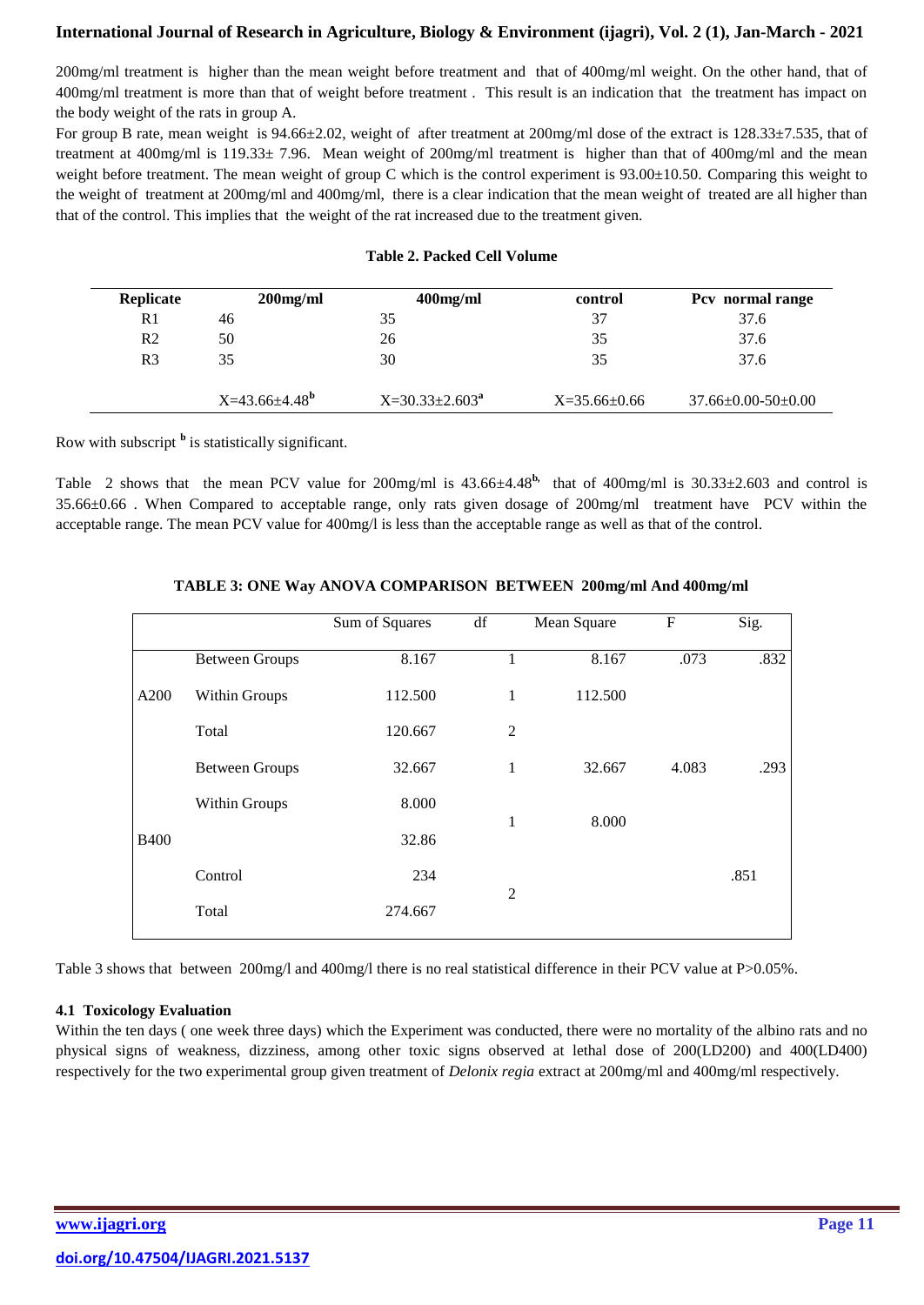200mg/ml treatment is higher than the mean weight before treatment and that of 400mg/ml weight. On the other hand, that of 400mg/ml treatment is more than that of weight before treatment . This result is an indication that the treatment has impact on the body weight of the rats in group A.

For group B rate, mean weight is 94.66±2.02, weight of after treatment at 200mg/ml dose of the extract is 128.33±7.535, that of treatment at 400mg/ml is 119.33± 7.96. Mean weight of 200mg/ml treatment is higher than that of 400mg/ml and the mean weight before treatment. The mean weight of group C which is the control experiment is 93.00±10.50. Comparing this weight to the weight of treatment at 200mg/ml and 400mg/ml, there is a clear indication that the mean weight of treated are all higher than that of the control. This implies that the weight of the rat increased due to the treatment given.

**Table 2. Packed Cell Volume**

| Replicate | 200mg/ml | 400mg/ml | control | Pcv normal range |
|---|---|---|---|---|
| R1 | 46 | 35 | 37 | 37.6 |
| R2 | 50 | 26 | 35 | 37.6 |
| R3 | 35 | 30 | 35 | 37.6 |
| | X=43.66±4.48[b] | X=30.33±2.603[a] | X=35.66±0.66 | 37.66±0.00-50±0.00 |

Row with subscript [b] is statistically significant.

Table 2 shows that the mean PCV value for 200mg/ml is 43.66±4.48[b,] that of 400mg/ml is 30.33±2.603 and control is 35.66±0.66 . When Compared to acceptable range, only rats given dosage of 200mg/ml treatment have PCV within the acceptable range. The mean PCV value for 400mg/l is less than the acceptable range as well as that of the control.

**TABLE 3: ONE Way ANOVA COMPARISON BETWEEN 200mg/ml And 400mg/ml**

| | | Sum of Squares | df | Mean Square | F | Sig. |
|---|---|---|---|---|---|---|
| A200 | Between Groups | 8.167 | 1 | 8.167 | .073 | .832 |
| | Within Groups | 112.500 | 1 | 112.500 | | |
| | Total | 120.667 | 2 | | | |
| B400 | Between Groups | 32.667 | 1 | 32.667 | 4.083 | .293 |
| | Within Groups | 8.000 | 1 | 8.000 | | |
| | | 32.86 | | | | |
| | Control | 234 | 2 | | | .851 |
| | Total | 274.667 | | | | |

Table 3 shows that between 200mg/l and 400mg/l there is no real statistical difference in their PCV value at P>0.05%.

### 4.1 Toxicology Evaluation

Within the ten days ( one week three days) which the Experiment was conducted, there were no mortality of the albino rats and no physical signs of weakness, dizziness, among other toxic signs observed at lethal dose of 200(LD200) and 400(LD400) respectively for the two experimental group given treatment of *Delonix regia* extract at 200mg/ml and 400mg/ml respectively.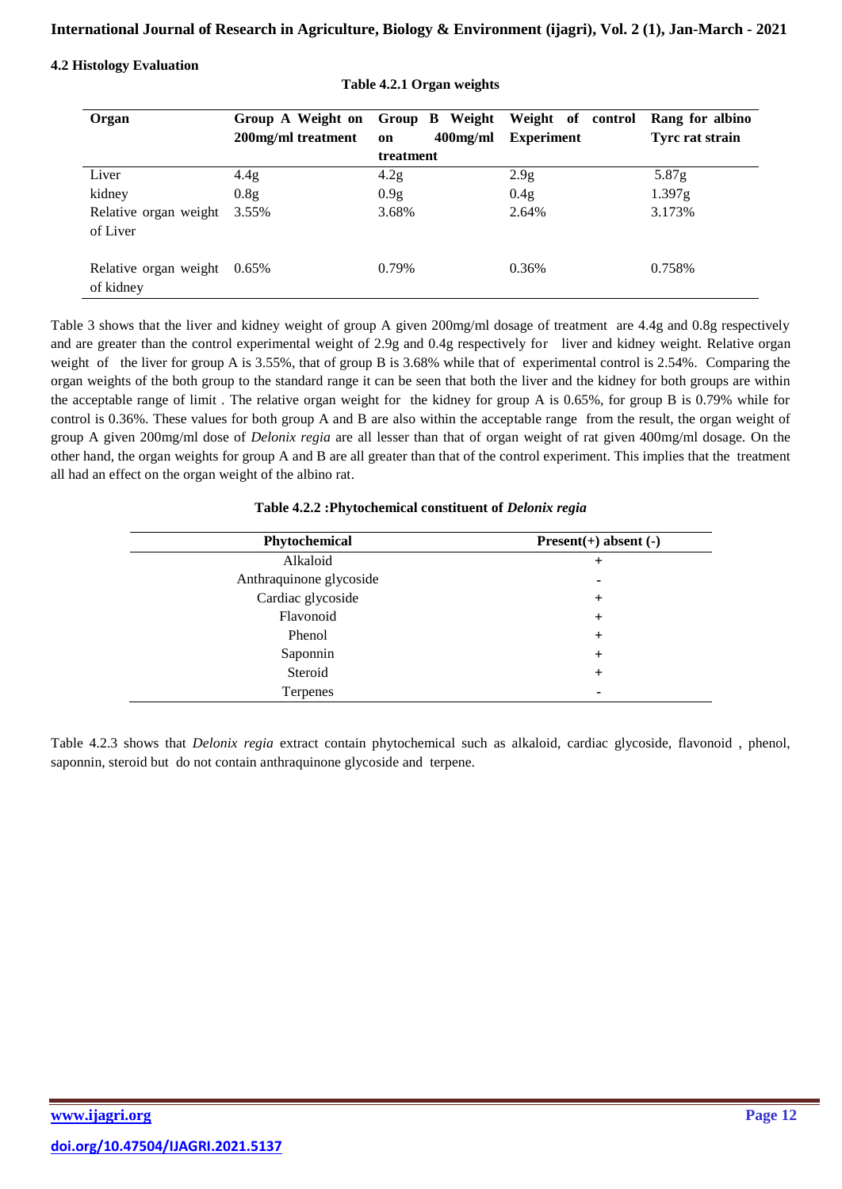### 4.2 Histology Evaluation

**Table 4.2.1 Organ weights**

| Organ | Group A Weight on 200mg/ml treatment | Group B Weight on 400mg/ml treatment | Weight of control Experiment | Rang for albino Tyrc rat strain |
|---|---|---|---|---|
| Liver | 4.4g | 4.2g | 2.9g | 5.87g |
| kidney | 0.8g | 0.9g | 0.4g | 1.397g |
| Relative organ weight of Liver | 3.55% | 3.68% | 2.64% | 3.173% |
| Relative organ weight of kidney | 0.65% | 0.79% | 0.36% | 0.758% |

Table 3 shows that the liver and kidney weight of group A given 200mg/ml dosage of treatment are 4.4g and 0.8g respectively and are greater than the control experimental weight of 2.9g and 0.4g respectively for liver and kidney weight. Relative organ weight of the liver for group A is 3.55%, that of group B is 3.68% while that of experimental control is 2.54%. Comparing the organ weights of the both group to the standard range it can be seen that both the liver and the kidney for both groups are within the acceptable range of limit . The relative organ weight for the kidney for group A is 0.65%, for group B is 0.79% while for control is 0.36%. These values for both group A and B are also within the acceptable range from the result, the organ weight of group A given 200mg/ml dose of *Delonix regia* are all lesser than that of organ weight of rat given 400mg/ml dosage. On the other hand, the organ weights for group A and B are all greater than that of the control experiment. This implies that the treatment all had an effect on the organ weight of the albino rat.

**Table 4.2.2 :Phytochemical constituent of *Delonix regia***

| Phytochemical | Present(+) absent (-) |
|---|---|
| Alkaloid | + |
| Anthraquinone glycoside | - |
| Cardiac glycoside | + |
| Flavonoid | + |
| Phenol | + |
| Saponnin | + |
| Steroid | + |
| Terpenes | - |

Table 4.2.3 shows that *Delonix regia* extract contain phytochemical such as alkaloid, cardiac glycoside, flavonoid , phenol, saponnin, steroid but do not contain anthraquinone glycoside and terpene.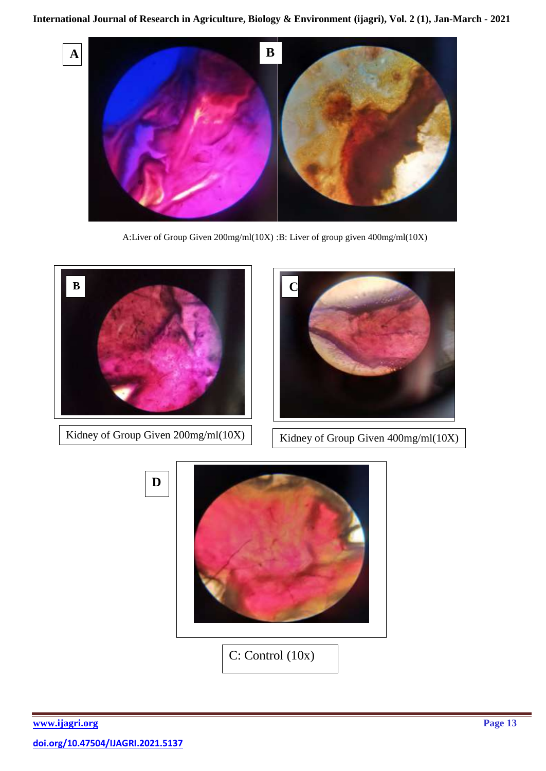A

B

A:Liver of Group Given 200mg/ml(10X) :B: Liver of group given 400mg/ml(10X)

B

C

Kidney of Group Given 200mg/ml(10X)

Kidney of Group Given 400mg/ml(10X)

D

C: Control (10x)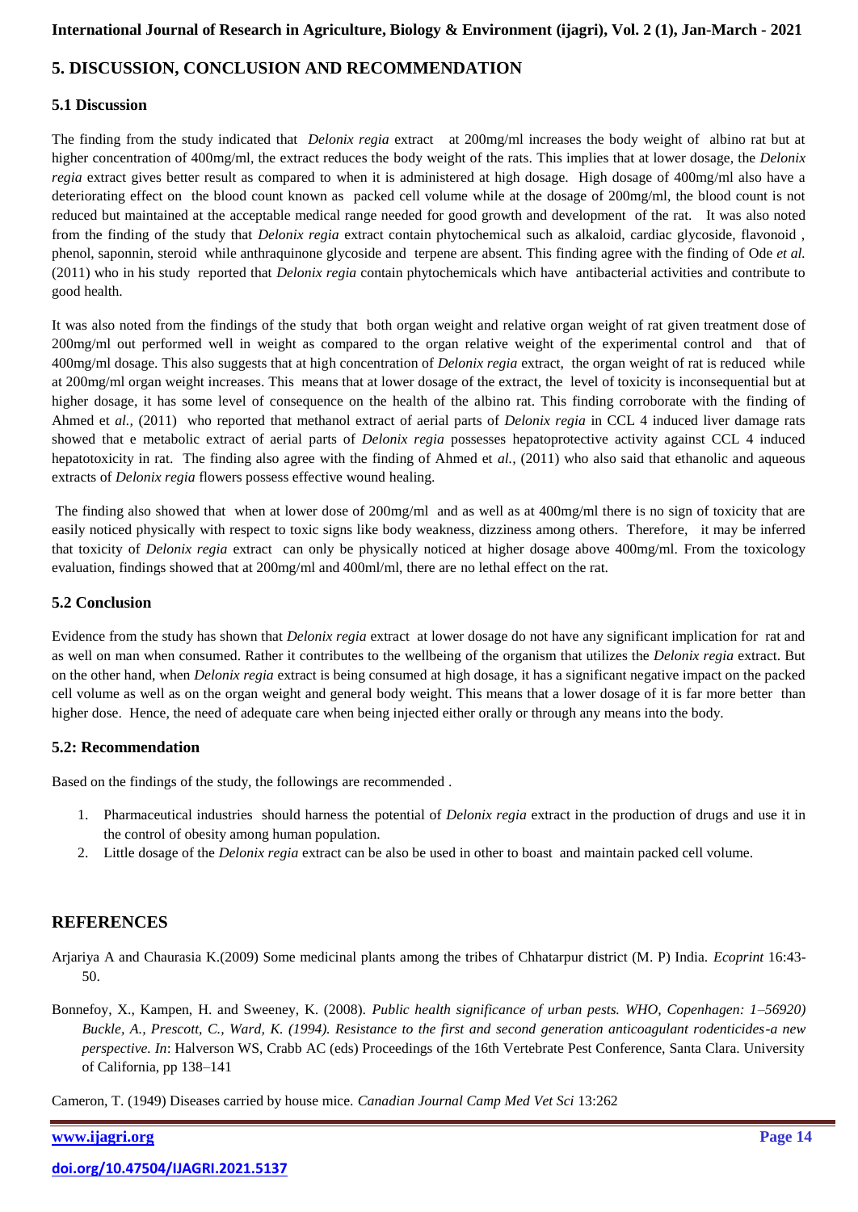## 5. DISCUSSION, CONCLUSION AND RECOMMENDATION

### 5.1 Discussion

The finding from the study indicated that *Delonix regia* extract at 200mg/ml increases the body weight of albino rat but at higher concentration of 400mg/ml, the extract reduces the body weight of the rats. This implies that at lower dosage, the *Delonix regia* extract gives better result as compared to when it is administered at high dosage. High dosage of 400mg/ml also have a deteriorating effect on the blood count known as packed cell volume while at the dosage of 200mg/ml, the blood count is not reduced but maintained at the acceptable medical range needed for good growth and development of the rat. It was also noted from the finding of the study that *Delonix regia* extract contain phytochemical such as alkaloid, cardiac glycoside, flavonoid , phenol, saponnin, steroid while anthraquinone glycoside and terpene are absent. This finding agree with the finding of Ode *et al.* (2011) who in his study reported that *Delonix regia* contain phytochemicals which have antibacterial activities and contribute to good health.

It was also noted from the findings of the study that both organ weight and relative organ weight of rat given treatment dose of 200mg/ml out performed well in weight as compared to the organ relative weight of the experimental control and that of 400mg/ml dosage. This also suggests that at high concentration of *Delonix regia* extract, the organ weight of rat is reduced while at 200mg/ml organ weight increases. This means that at lower dosage of the extract, the level of toxicity is inconsequential but at higher dosage, it has some level of consequence on the health of the albino rat. This finding corroborate with the finding of Ahmed et *al.,* (2011) who reported that methanol extract of aerial parts of *Delonix regia* in CCL 4 induced liver damage rats showed that e metabolic extract of aerial parts of *Delonix regia* possesses hepatoprotective activity against CCL 4 induced hepatotoxicity in rat. The finding also agree with the finding of Ahmed et *al.,* (2011) who also said that ethanolic and aqueous extracts of *Delonix regia* flowers possess effective wound healing.

The finding also showed that when at lower dose of 200mg/ml and as well as at 400mg/ml there is no sign of toxicity that are easily noticed physically with respect to toxic signs like body weakness, dizziness among others. Therefore, it may be inferred that toxicity of *Delonix regia* extract can only be physically noticed at higher dosage above 400mg/ml. From the toxicology evaluation, findings showed that at 200mg/ml and 400ml/ml, there are no lethal effect on the rat.

### 5.2 Conclusion

Evidence from the study has shown that *Delonix regia* extract at lower dosage do not have any significant implication for rat and as well on man when consumed. Rather it contributes to the wellbeing of the organism that utilizes the *Delonix regia* extract. But on the other hand, when *Delonix regia* extract is being consumed at high dosage, it has a significant negative impact on the packed cell volume as well as on the organ weight and general body weight. This means that a lower dosage of it is far more better than higher dose. Hence, the need of adequate care when being injected either orally or through any means into the body.

### 5.2: Recommendation

Based on the findings of the study, the followings are recommended .

1. Pharmaceutical industries should harness the potential of *Delonix regia* extract in the production of drugs and use it in the control of obesity among human population.
2. Little dosage of the *Delonix regia* extract can be also be used in other to boast and maintain packed cell volume.

## REFERENCES

Arjariya A and Chaurasia K.(2009) Some medicinal plants among the tribes of Chhatarpur district (M. P) India. *Ecoprint* 16:43-50.

Bonnefoy, X., Kampen, H. and Sweeney, K. (2008). *Public health significance of urban pests. WHO, Copenhagen: 1–56920) Buckle, A., Prescott, C., Ward, K. (1994). Resistance to the first and second generation anticoagulant rodenticides-a new perspective. In*: Halverson WS, Crabb AC (eds) Proceedings of the 16th Vertebrate Pest Conference, Santa Clara. University of California, pp 138–141

Cameron, T. (1949) Diseases carried by house mice. *Canadian Journal Camp Med Vet Sci* 13:262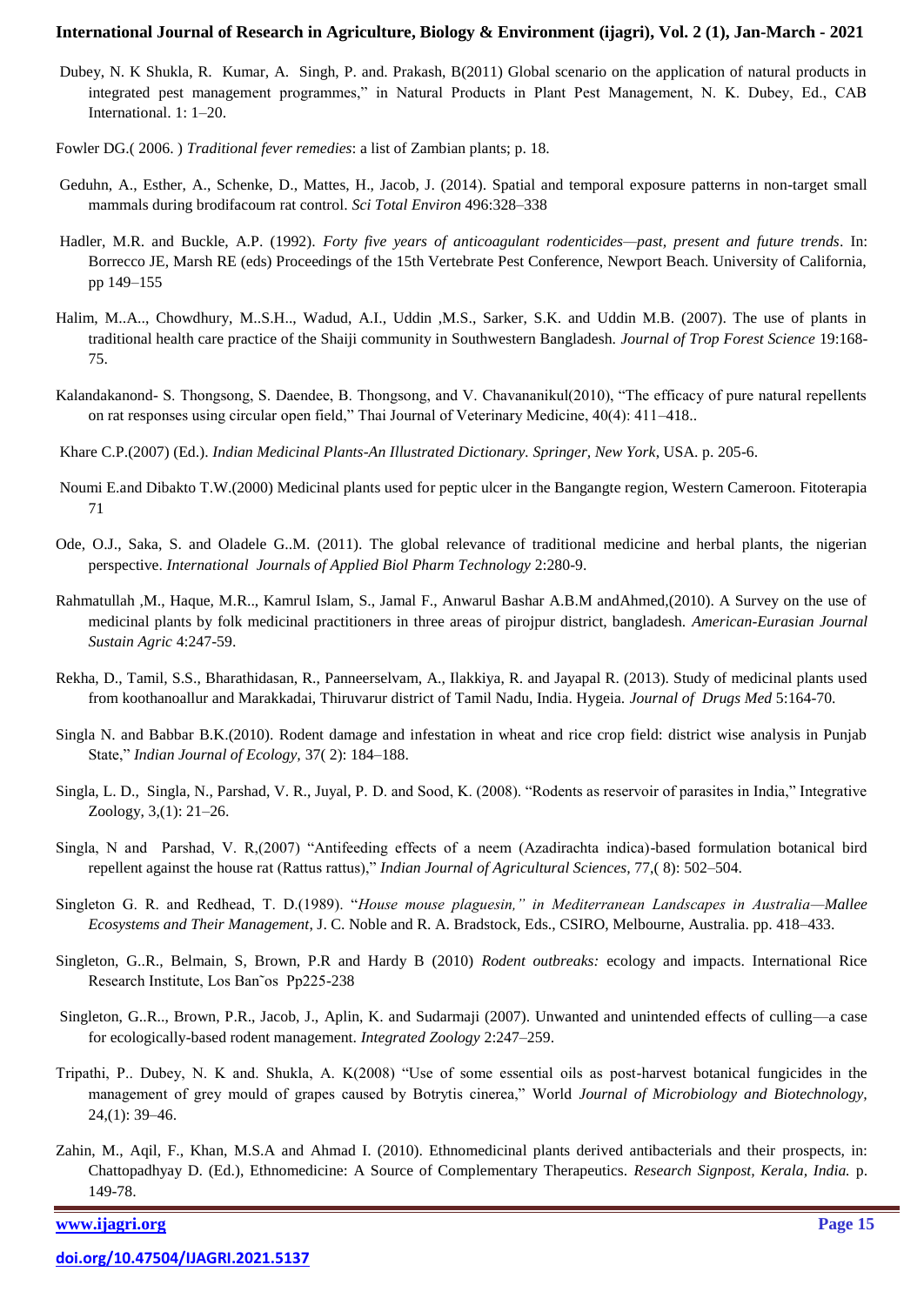Dubey, N. K Shukla, R. Kumar, A. Singh, P. and. Prakash, B(2011) Global scenario on the application of natural products in integrated pest management programmes," in Natural Products in Plant Pest Management, N. K. Dubey, Ed., CAB International. 1: 1–20.

Fowler DG.( 2006. ) *Traditional fever remedies*: a list of Zambian plants; p. 18.

Geduhn, A., Esther, A., Schenke, D., Mattes, H., Jacob, J. (2014). Spatial and temporal exposure patterns in non-target small mammals during brodifacoum rat control. *Sci Total Environ* 496:328–338

Hadler, M.R. and Buckle, A.P. (1992). *Forty five years of anticoagulant rodenticides—past, present and future trends*. In: Borrecco JE, Marsh RE (eds) Proceedings of the 15th Vertebrate Pest Conference, Newport Beach. University of California, pp 149–155

Halim, M..A.., Chowdhury, M..S.H.., Wadud, A.I., Uddin ,M.S., Sarker, S.K. and Uddin M.B. (2007). The use of plants in traditional health care practice of the Shaiji community in Southwestern Bangladesh. *Journal of Trop Forest Science* 19:168-75.

Kalandakanond- S. Thongsong, S. Daendee, B. Thongsong, and V. Chavananikul(2010), "The efficacy of pure natural repellents on rat responses using circular open field," Thai Journal of Veterinary Medicine, 40(4): 411–418..

Khare C.P.(2007) (Ed.). *Indian Medicinal Plants-An Illustrated Dictionary. Springer, New York*, USA. p. 205-6.

Noumi E.and Dibakto T.W.(2000) Medicinal plants used for peptic ulcer in the Bangangte region, Western Cameroon. Fitoterapia 71

Ode, O.J., Saka, S. and Oladele G..M. (2011). The global relevance of traditional medicine and herbal plants, the nigerian perspective. *International Journals of Applied Biol Pharm Technology* 2:280-9.

Rahmatullah ,M., Haque, M.R.., Kamrul Islam, S., Jamal F., Anwarul Bashar A.B.M andAhmed,(2010). A Survey on the use of medicinal plants by folk medicinal practitioners in three areas of pirojpur district, bangladesh. *American-Eurasian Journal Sustain Agric* 4:247-59.

Rekha, D., Tamil, S.S., Bharathidasan, R., Panneerselvam, A., Ilakkiya, R. and Jayapal R. (2013). Study of medicinal plants used from koothanoallur and Marakkadai, Thiruvarur district of Tamil Nadu, India. Hygeia. *Journal of Drugs Med* 5:164-70.

Singla N. and Babbar B.K.(2010). Rodent damage and infestation in wheat and rice crop field: district wise analysis in Punjab State," *Indian Journal of Ecology*, 37( 2): 184–188.

Singla, L. D., Singla, N., Parshad, V. R., Juyal, P. D. and Sood, K. (2008). "Rodents as reservoir of parasites in India," Integrative Zoology, 3,(1): 21–26.

Singla, N and Parshad, V. R,(2007) "Antifeeding effects of a neem (Azadirachta indica)-based formulation botanical bird repellent against the house rat (Rattus rattus)," *Indian Journal of Agricultural Sciences*, 77,( 8): 502–504.

Singleton G. R. and Redhead, T. D.(1989). "*House mouse plaguesin," in Mediterranean Landscapes in Australia—Mallee Ecosystems and Their Management*, J. C. Noble and R. A. Bradstock, Eds., CSIRO, Melbourne, Australia. pp. 418–433.

Singleton, G..R., Belmain, S, Brown, P.R and Hardy B (2010) *Rodent outbreaks:* ecology and impacts. International Rice Research Institute, Los Ban˜os Pp225-238

Singleton, G..R.., Brown, P.R., Jacob, J., Aplin, K. and Sudarmaji (2007). Unwanted and unintended effects of culling—a case for ecologically-based rodent management. *Integrated Zoology* 2:247–259.

Tripathi, P.. Dubey, N. K and. Shukla, A. K(2008) "Use of some essential oils as post-harvest botanical fungicides in the management of grey mould of grapes caused by Botrytis cinerea," World *Journal of Microbiology and Biotechnology*, 24,(1): 39–46.

Zahin, M., Aqil, F., Khan, M.S.A and Ahmad I. (2010). Ethnomedicinal plants derived antibacterials and their prospects, in: Chattopadhyay D. (Ed.), Ethnomedicine: A Source of Complementary Therapeutics. *Research Signpost, Kerala, India.* p. 149-78.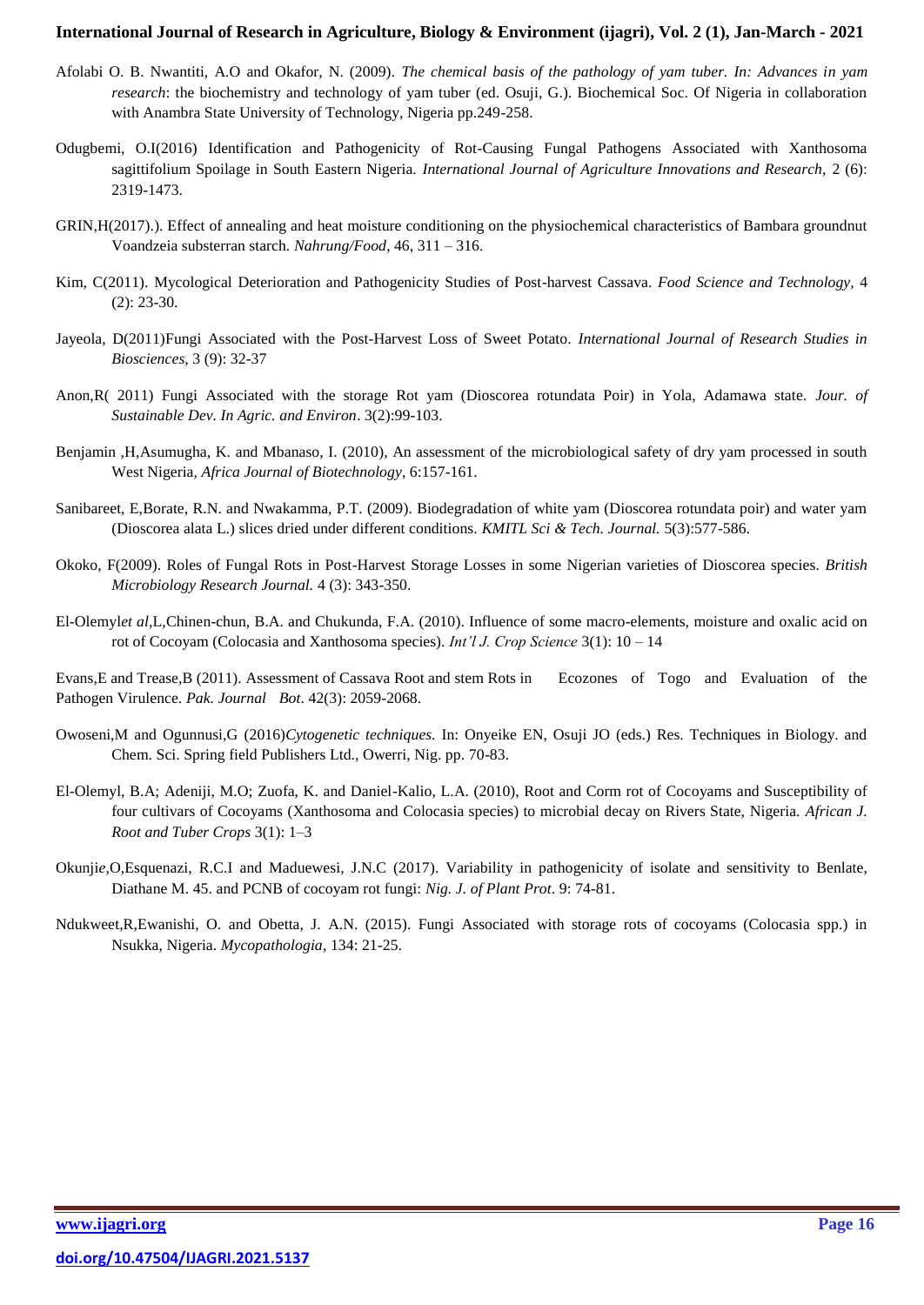Afolabi O. B. Nwantiti, A.O and Okafor, N. (2009). *The chemical basis of the pathology of yam tuber. In: Advances in yam research*: the biochemistry and technology of yam tuber (ed. Osuji, G.). Biochemical Soc. Of Nigeria in collaboration with Anambra State University of Technology, Nigeria pp.249-258.

Odugbemi, O.I(2016) Identification and Pathogenicity of Rot-Causing Fungal Pathogens Associated with Xanthosoma sagittifolium Spoilage in South Eastern Nigeria. *International Journal of Agriculture Innovations and Research,* 2 (6): 2319-1473.

GRIN,H(2017).). Effect of annealing and heat moisture conditioning on the physiochemical characteristics of Bambara groundnut Voandzeia substerran starch. *Nahrung/Food*, 46, 311 – 316.

Kim, C(2011). Mycological Deterioration and Pathogenicity Studies of Post-harvest Cassava. *Food Science and Technology,* 4 (2): 23-30.

Jayeola, D(2011)Fungi Associated with the Post-Harvest Loss of Sweet Potato. *International Journal of Research Studies in Biosciences,* 3 (9): 32-37

Anon,R( 2011) Fungi Associated with the storage Rot yam (Dioscorea rotundata Poir) in Yola, Adamawa state. *Jour. of Sustainable Dev. In Agric. and Environ*. 3(2):99-103.

Benjamin ,H,Asumugha, K. and Mbanaso, I. (2010), An assessment of the microbiological safety of dry yam processed in south West Nigeria, *Africa Journal of Biotechnology*, 6:157-161.

Sanibareet, E,Borate, R.N. and Nwakamma, P.T. (2009). Biodegradation of white yam (Dioscorea rotundata poir) and water yam (Dioscorea alata L.) slices dried under different conditions. *KMITL Sci & Tech. Journal.* 5(3):577-586.

Okoko, F(2009). Roles of Fungal Rots in Post-Harvest Storage Losses in some Nigerian varieties of Dioscorea species. *British Microbiology Research Journal.* 4 (3): 343-350.

El-Olemyl*et al*,L,Chinen-chun, B.A. and Chukunda, F.A. (2010). Influence of some macro-elements, moisture and oxalic acid on rot of Cocoyam (Colocasia and Xanthosoma species). *Int'l J. Crop Science* 3(1): 10 – 14

Evans,E and Trease,B (2011). Assessment of Cassava Root and stem Rots in Ecozones of Togo and Evaluation of the Pathogen Virulence. *Pak. Journal Bot*. 42(3): 2059-2068.

Owoseni,M and Ogunnusi,G (2016)*Cytogenetic techniques.* In: Onyeike EN, Osuji JO (eds.) Res. Techniques in Biology. and Chem. Sci. Spring field Publishers Ltd., Owerri, Nig. pp. 70-83.

El-Olemyl, B.A; Adeniji, M.O; Zuofa, K. and Daniel-Kalio, L.A. (2010), Root and Corm rot of Cocoyams and Susceptibility of four cultivars of Cocoyams (Xanthosoma and Colocasia species) to microbial decay on Rivers State, Nigeria. *African J. Root and Tuber Crops* 3(1): 1–3

Okunjie,O,Esquenazi, R.C.I and Maduewesi, J.N.C (2017). Variability in pathogenicity of isolate and sensitivity to Benlate, Diathane M. 45. and PCNB of cocoyam rot fungi: *Nig. J. of Plant Prot*. 9: 74-81.

Ndukweet,R,Ewanishi, O. and Obetta, J. A.N. (2015). Fungi Associated with storage rots of cocoyams (Colocasia spp.) in Nsukka, Nigeria. *Mycopathologia*, 134: 21-25.